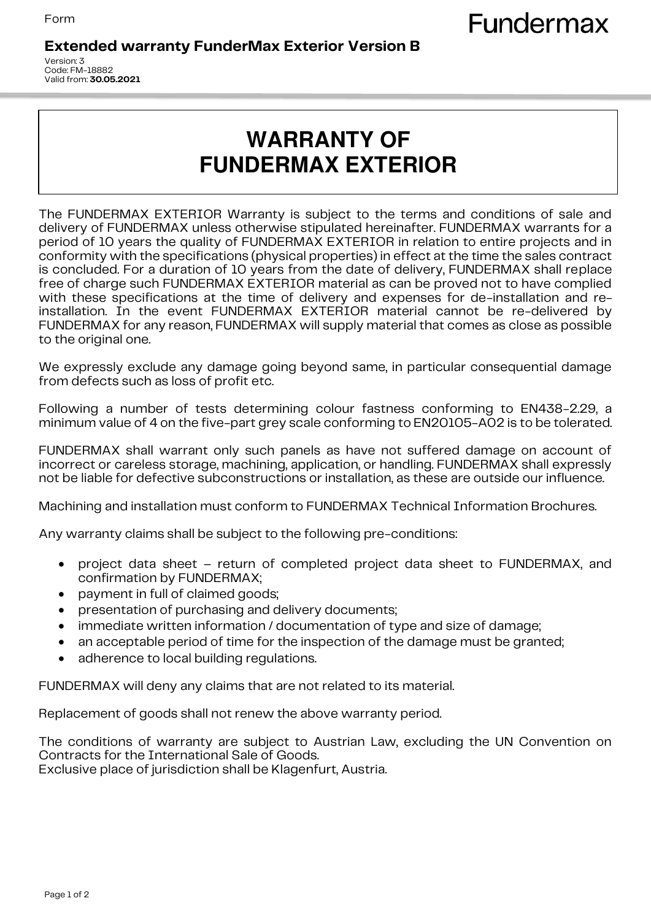Form

**Extended warranty FunderMax Exterior Version B**

Version: 3
Code: FM-18882
Valid from: **30.05.2021**

# WARRANTY OF FUNDERMAX EXTERIOR

The FUNDERMAX EXTERIOR Warranty is subject to the terms and conditions of sale and delivery of FUNDERMAX unless otherwise stipulated hereinafter. FUNDERMAX warrants for a period of 10 years the quality of FUNDERMAX EXTERIOR in relation to entire projects and in conformity with the specifications (physical properties) in effect at the time the sales contract is concluded. For a duration of 10 years from the date of delivery, FUNDERMAX shall replace free of charge such FUNDERMAX EXTERIOR material as can be proved not to have complied with these specifications at the time of delivery and expenses for de-installation and re-installation. In the event FUNDERMAX EXTERIOR material cannot be re-delivered by FUNDERMAX for any reason, FUNDERMAX will supply material that comes as close as possible to the original one.

We expressly exclude any damage going beyond same, in particular consequential damage from defects such as loss of profit etc.

Following a number of tests determining colour fastness conforming to EN438-2.29, a minimum value of 4 on the five-part grey scale conforming to EN20105-A02 is to be tolerated.

FUNDERMAX shall warrant only such panels as have not suffered damage on account of incorrect or careless storage, machining, application, or handling. FUNDERMAX shall expressly not be liable for defective subconstructions or installation, as these are outside our influence.

Machining and installation must conform to FUNDERMAX Technical Information Brochures.

Any warranty claims shall be subject to the following pre-conditions:

- project data sheet – return of completed project data sheet to FUNDERMAX, and confirmation by FUNDERMAX;
- payment in full of claimed goods;
- presentation of purchasing and delivery documents;
- immediate written information / documentation of type and size of damage;
- an acceptable period of time for the inspection of the damage must be granted;
- adherence to local building regulations.

FUNDERMAX will deny any claims that are not related to its material.

Replacement of goods shall not renew the above warranty period.

The conditions of warranty are subject to Austrian Law, excluding the UN Convention on Contracts for the International Sale of Goods.
Exclusive place of jurisdiction shall be Klagenfurt, Austria.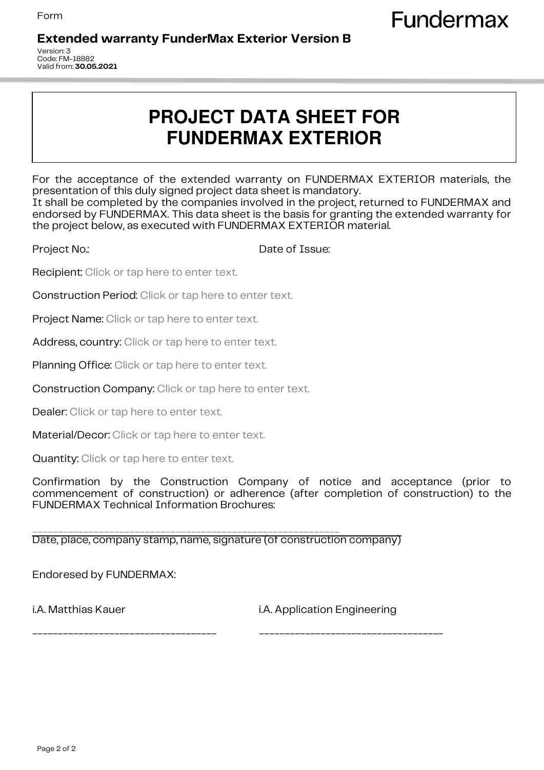Form

# Extended warranty FunderMax Exterior Version B

Version: 3
Code: FM-18882
Valid from: **30.05.2021**

# PROJECT DATA SHEET FOR FUNDERMAX EXTERIOR

For the acceptance of the extended warranty on FUNDERMAX EXTERIOR materials, the presentation of this duly signed project data sheet is mandatory.
It shall be completed by the companies involved in the project, returned to FUNDERMAX and endorsed by FUNDERMAX. This data sheet is the basis for granting the extended warranty for the project below, as executed with FUNDERMAX EXTERIOR material.

Project No.: Date of Issue:

Recipient: Click or tap here to enter text.

Construction Period: Click or tap here to enter text.

Project Name: Click or tap here to enter text.

Address, country: Click or tap here to enter text.

Planning Office: Click or tap here to enter text.

Construction Company: Click or tap here to enter text.

Dealer: Click or tap here to enter text.

Material/Decor: Click or tap here to enter text.

Quantity: Click or tap here to enter text.

Confirmation by the Construction Company of notice and acceptance (prior to commencement of construction) or adherence (after completion of construction) to the FUNDERMAX Technical Information Brochures:

_______________________________________________________
Date, place, company stamp, name, signature (of construction company)

Endoresed by FUNDERMAX:

i.A. Matthias Kauer i.A. Application Engineering

________________________________ ________________________________